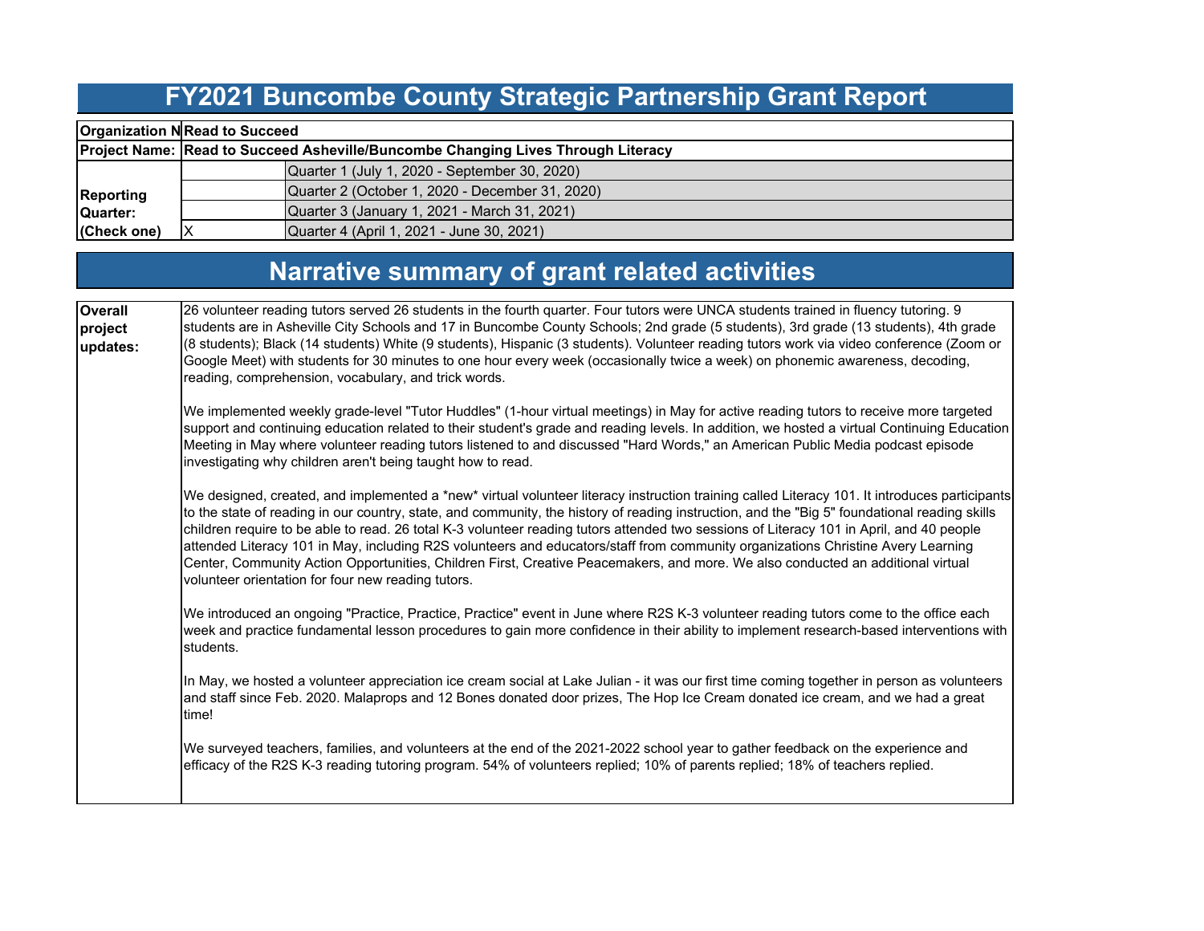# FY2021 Buncombe County Strategic Partnership Grant Report

| | | |
|---|---|---|
| **Organization N** | **Read to Succeed** | |
| **Project Name:** | **Read to Succeed Asheville/Buncombe Changing Lives Through Literacy** | |
| **Reporting Quarter: (Check one)** | | Quarter 1 (July 1, 2020 - September 30, 2020) |
| | | Quarter 2 (October 1, 2020 - December 31, 2020) |
| | | Quarter 3 (January 1, 2021 - March 31, 2021) |
| | X | Quarter 4 (April 1, 2021 - June 30, 2021) |

## Narrative summary of grant related activities

**Overall project updates:**

26 volunteer reading tutors served 26 students in the fourth quarter. Four tutors were UNCA students trained in fluency tutoring. 9 students are in Asheville City Schools and 17 in Buncombe County Schools; 2nd grade (5 students), 3rd grade (13 students), 4th grade (8 students); Black (14 students) White (9 students), Hispanic (3 students). Volunteer reading tutors work via video conference (Zoom or Google Meet) with students for 30 minutes to one hour every week (occasionally twice a week) on phonemic awareness, decoding, reading, comprehension, vocabulary, and trick words.

We implemented weekly grade-level "Tutor Huddles" (1-hour virtual meetings) in May for active reading tutors to receive more targeted support and continuing education related to their student's grade and reading levels. In addition, we hosted a virtual Continuing Education Meeting in May where volunteer reading tutors listened to and discussed "Hard Words," an American Public Media podcast episode investigating why children aren't being taught how to read.

We designed, created, and implemented a *new* virtual volunteer literacy instruction training called Literacy 101. It introduces participants to the state of reading in our country, state, and community, the history of reading instruction, and the "Big 5" foundational reading skills children require to be able to read. 26 total K-3 volunteer reading tutors attended two sessions of Literacy 101 in April, and 40 people attended Literacy 101 in May, including R2S volunteers and educators/staff from community organizations Christine Avery Learning Center, Community Action Opportunities, Children First, Creative Peacemakers, and more. We also conducted an additional virtual volunteer orientation for four new reading tutors.

We introduced an ongoing "Practice, Practice, Practice" event in June where R2S K-3 volunteer reading tutors come to the office each week and practice fundamental lesson procedures to gain more confidence in their ability to implement research-based interventions with students.

In May, we hosted a volunteer appreciation ice cream social at Lake Julian - it was our first time coming together in person as volunteers and staff since Feb. 2020. Malaprops and 12 Bones donated door prizes, The Hop Ice Cream donated ice cream, and we had a great time!

We surveyed teachers, families, and volunteers at the end of the 2021-2022 school year to gather feedback on the experience and efficacy of the R2S K-3 reading tutoring program. 54% of volunteers replied; 10% of parents replied; 18% of teachers replied.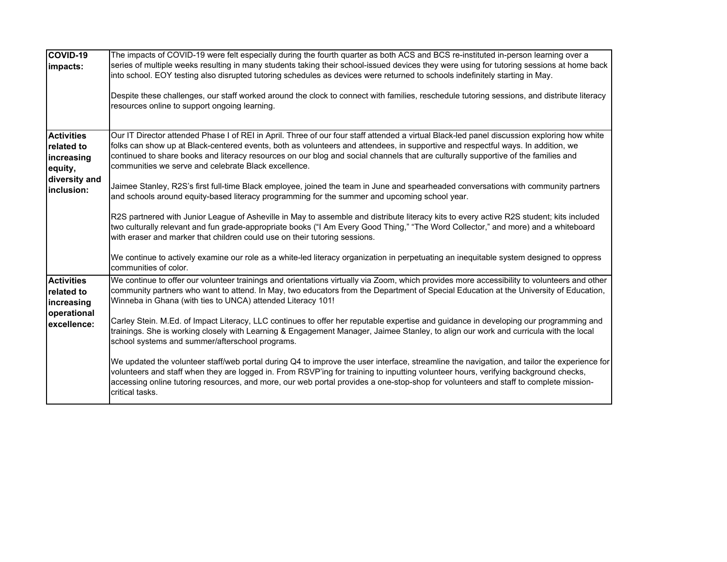| | |
|---|---|
| **COVID-19 impacts:** | The impacts of COVID-19 were felt especially during the fourth quarter as both ACS and BCS re-instituted in-person learning over a series of multiple weeks resulting in many students taking their school-issued devices they were using for tutoring sessions at home back into school. EOY testing also disrupted tutoring schedules as devices were returned to schools indefinitely starting in May.<br><br>Despite these challenges, our staff worked around the clock to connect with families, reschedule tutoring sessions, and distribute literacy resources online to support ongoing learning. |
| **Activities related to increasing equity, diversity and inclusion:** | Our IT Director attended Phase I of REI in April. Three of our four staff attended a virtual Black-led panel discussion exploring how white folks can show up at Black-centered events, both as volunteers and attendees, in supportive and respectful ways. In addition, we continued to share books and literacy resources on our blog and social channels that are culturally supportive of the families and communities we serve and celebrate Black excellence.<br><br>Jaimee Stanley, R2S's first full-time Black employee, joined the team in June and spearheaded conversations with community partners and schools around equity-based literacy programming for the summer and upcoming school year.<br><br>R2S partnered with Junior League of Asheville in May to assemble and distribute literacy kits to every active R2S student; kits included two culturally relevant and fun grade-appropriate books ("I Am Every Good Thing," "The Word Collector," and more) and a whiteboard with eraser and marker that children could use on their tutoring sessions.<br><br>We continue to actively examine our role as a white-led literacy organization in perpetuating an inequitable system designed to oppress communities of color. |
| **Activities related to increasing operational excellence:** | We continue to offer our volunteer trainings and orientations virtually via Zoom, which provides more accessibility to volunteers and other community partners who want to attend. In May, two educators from the Department of Special Education at the University of Education, Winneba in Ghana (with ties to UNCA) attended Literacy 101!<br><br>Carley Stein. M.Ed. of Impact Literacy, LLC continues to offer her reputable expertise and guidance in developing our programming and trainings. She is working closely with Learning & Engagement Manager, Jaimee Stanley, to align our work and curricula with the local school systems and summer/afterschool programs.<br><br>We updated the volunteer staff/web portal during Q4 to improve the user interface, streamline the navigation, and tailor the experience for volunteers and staff when they are logged in. From RSVP'ing for training to inputting volunteer hours, verifying background checks, accessing online tutoring resources, and more, our web portal provides a one-stop-shop for volunteers and staff to complete mission-critical tasks. |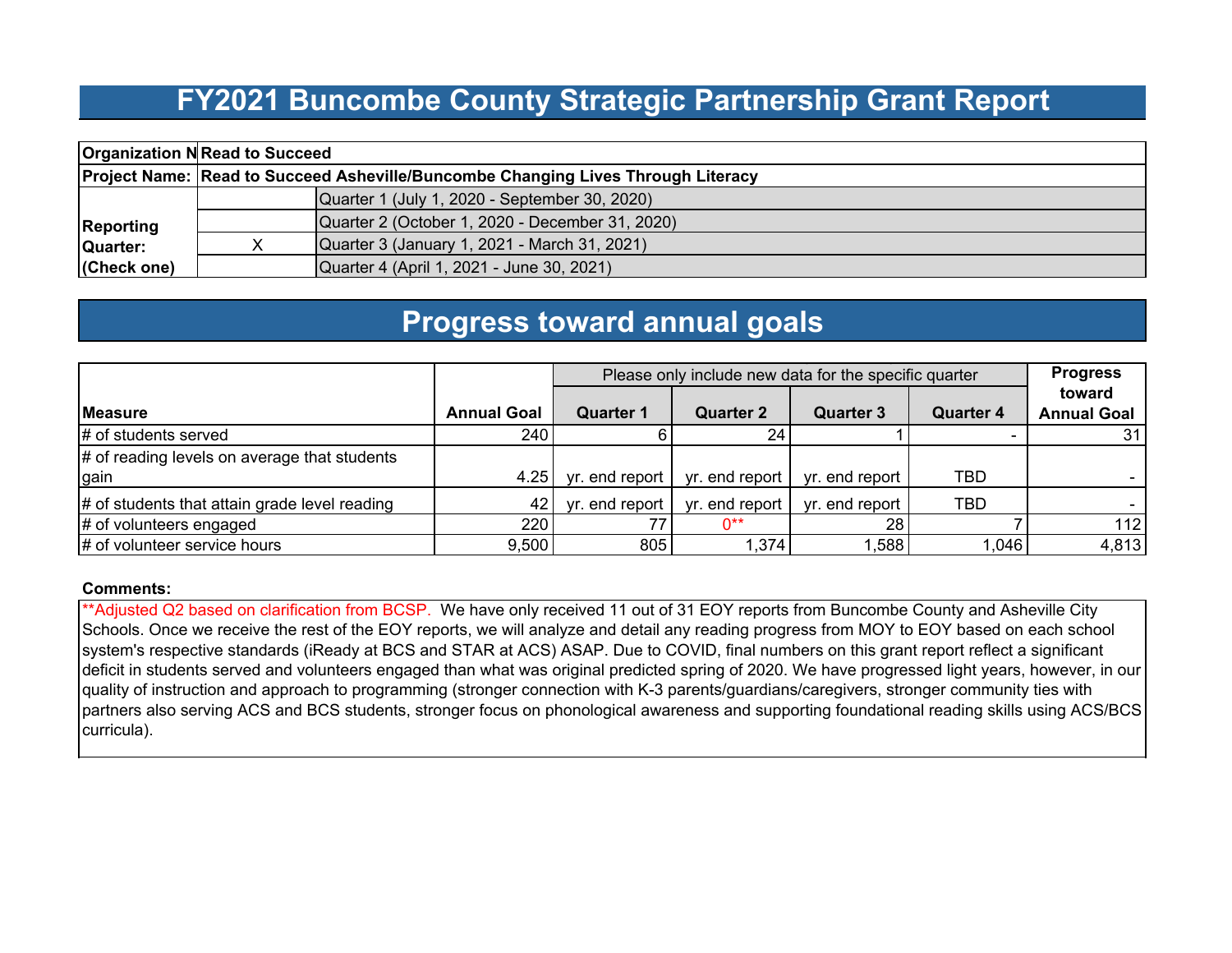# FY2021 Buncombe County Strategic Partnership Grant Report

| | | |
|---|---|---|
| **Organization N** | **Read to Succeed** | |
| **Project Name:** | **Read to Succeed Asheville/Buncombe Changing Lives Through Literacy** | |
| **Reporting Quarter: (Check one)** | | Quarter 1 (July 1, 2020 - September 30, 2020) |
| | | Quarter 2 (October 1, 2020 - December 31, 2020) |
| | X | Quarter 3 (January 1, 2021 - March 31, 2021) |
| | | Quarter 4 (April 1, 2021 - June 30, 2021) |

# Progress toward annual goals

| | | Please only include new data for the specific quarter | | | | |
|---|---|---|---|---|---|---|
| **Measure** | **Annual Goal** | **Quarter 1** | **Quarter 2** | **Quarter 3** | **Quarter 4** | **Progress toward Annual Goal** |
| # of students served | 240 | 6 | 24 | 1 | - | 31 |
| # of reading levels on average that students gain | 4.25 | yr. end report | yr. end report | yr. end report | TBD | - |
| # of students that attain grade level reading | 42 | yr. end report | yr. end report | yr. end report | TBD | - |
| # of volunteers engaged | 220 | 77 | 0** | 28 | 7 | 112 |
| # of volunteer service hours | 9,500 | 805 | 1,374 | 1,588 | 1,046 | 4,813 |

**Comments:**

**Adjusted Q2 based on clarification from BCSP. We have only received 11 out of 31 EOY reports from Buncombe County and Asheville City Schools. Once we receive the rest of the EOY reports, we will analyze and detail any reading progress from MOY to EOY based on each school system's respective standards (iReady at BCS and STAR at ACS) ASAP. Due to COVID, final numbers on this grant report reflect a significant deficit in students served and volunteers engaged than what was original predicted spring of 2020. We have progressed light years, however, in our quality of instruction and approach to programming (stronger connection with K-3 parents/guardians/caregivers, stronger community ties with partners also serving ACS and BCS students, stronger focus on phonological awareness and supporting foundational reading skills using ACS/BCS curricula).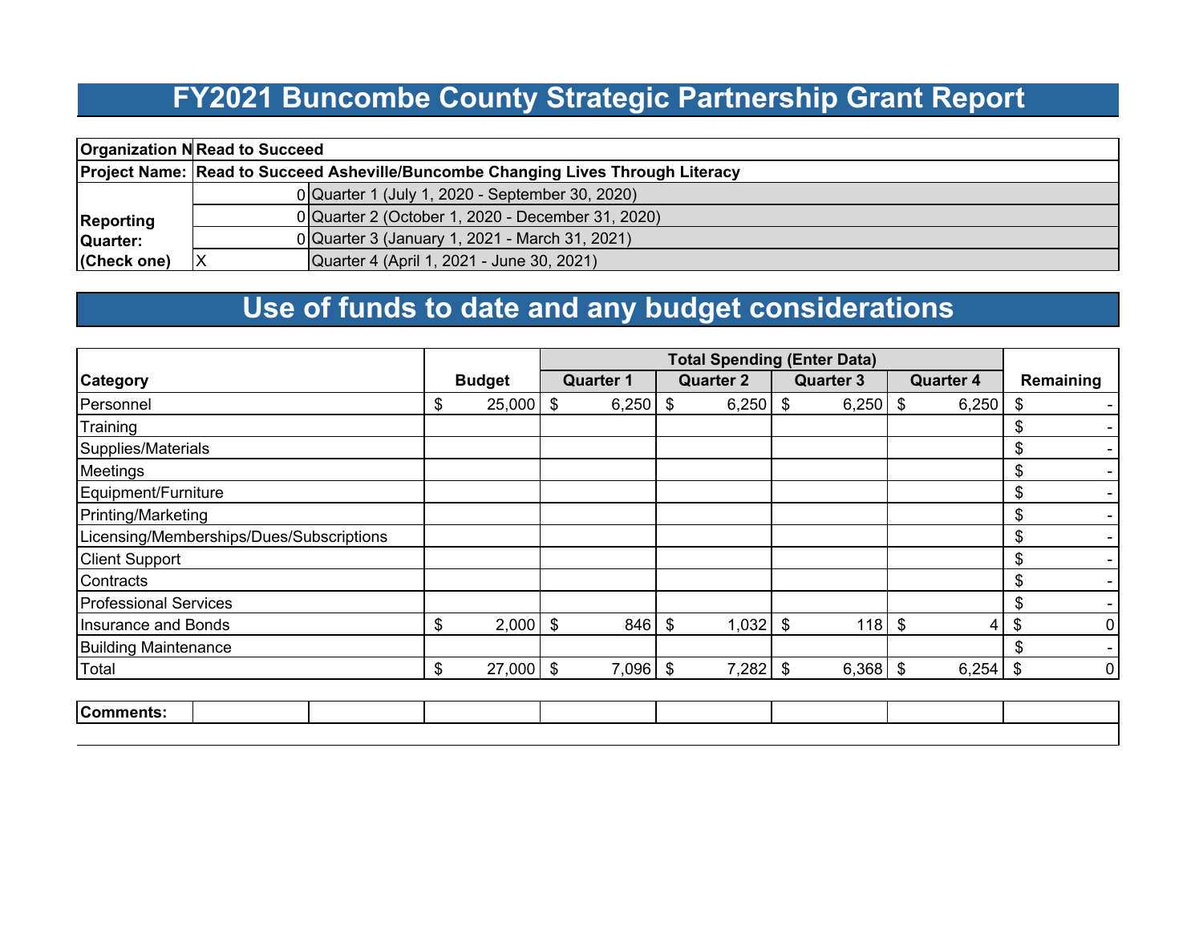# FY2021 Buncombe County Strategic Partnership Grant Report

| | | |
|---|---|---|
| **Organization N** | **Read to Succeed** | |
| **Project Name:** | **Read to Succeed Asheville/Buncombe Changing Lives Through Literacy** | |
| **Reporting Quarter: (Check one)** | 0 | Quarter 1 (July 1, 2020 - September 30, 2020) |
| | 0 | Quarter 2 (October 1, 2020 - December 31, 2020) |
| | 0 | Quarter 3 (January 1, 2021 - March 31, 2021) |
| | X | Quarter 4 (April 1, 2021 - June 30, 2021) |

## Use of funds to date and any budget considerations

| Category | Budget | Total Spending (Enter Data) Quarter 1 | Quarter 2 | Quarter 3 | Quarter 4 | Remaining |
|---|---|---|---|---|---|---|
| Personnel | $ 25,000 | $ 6,250 | $ 6,250 | $ 6,250 | $ 6,250 | $ - |
| Training | | | | | | $ - |
| Supplies/Materials | | | | | | $ - |
| Meetings | | | | | | $ - |
| Equipment/Furniture | | | | | | $ - |
| Printing/Marketing | | | | | | $ - |
| Licensing/Memberships/Dues/Subscriptions | | | | | | $ - |
| Client Support | | | | | | $ - |
| Contracts | | | | | | $ - |
| Professional Services | | | | | | $ - |
| Insurance and Bonds | $ 2,000 | $ 846 | $ 1,032 | $ 118 | $ 4 | $ 0 |
| Building Maintenance | | | | | | $ - |
| Total | $ 27,000 | $ 7,096 | $ 7,282 | $ 6,368 | $ 6,254 | $ 0 |

**Comments:**